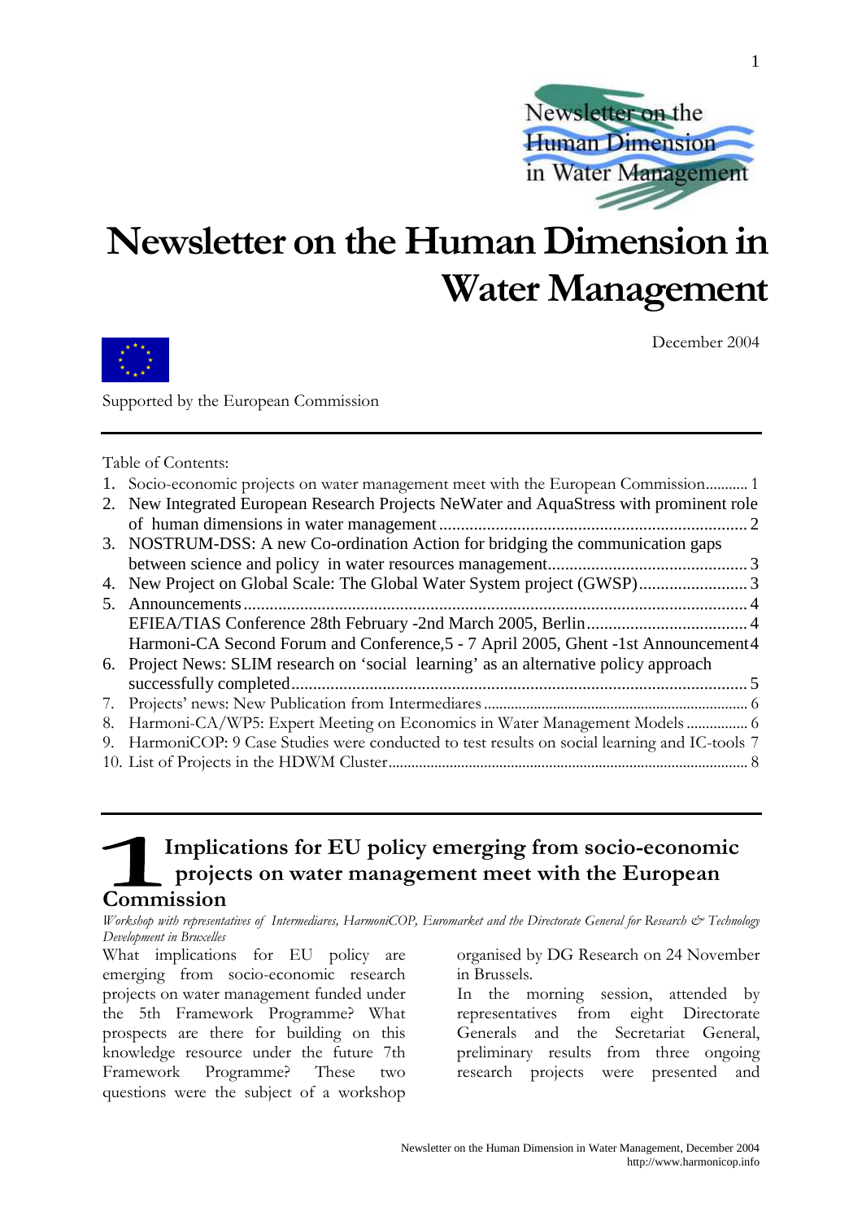# Newsletter on the Human Dimension in Water Management

December 2004

Supported by the European Commission

---

Table of Contents:

1. Socio-economic projects on water management meet with the European Commission........... 1
2. New Integrated European Research Projects NeWater and AquaStress with prominent role of human dimensions in water management ........................................................................ 2
3. NOSTRUM-DSS: A new Co-ordination Action for bridging the communication gaps between science and policy in water resources management............................................. 3
4. New Project on Global Scale: The Global Water System project (GWSP)......................... 3
5. Announcements .................................................................................................................. 4
   EFIEA/TIAS Conference 28th February -2nd March 2005, Berlin..................................... 4
   Harmoni-CA Second Forum and Conference,5 - 7 April 2005, Ghent -1st Announcement 4
6. Project News: SLIM research on 'social learning' as an alternative policy approach successfully completed........................................................................................................ 5
7. Projects' news: New Publication from Intermediares ...................................................... 6
8. Harmoni-CA/WP5: Expert Meeting on Economics in Water Management Models ................ 6
9. HarmoniCOP: 9 Case Studies were conducted to test results on social learning and IC-tools 7
10. List of Projects in the HDWM Cluster.............................................................................. 8

---

## 1 Implications for EU policy emerging from socio-economic projects on water management meet with the European Commission

*Workshop with representatives of Intermediares, HarmoniCOP, Euromarket and the Directorate General for Research & Technology Development in Bruxelles*

What implications for EU policy are emerging from socio-economic research projects on water management funded under the 5th Framework Programme? What prospects are there for building on this knowledge resource under the future 7th Framework Programme? These two questions were the subject of a workshop organised by DG Research on 24 November in Brussels.

In the morning session, attended by representatives from eight Directorate Generals and the Secretariat General, preliminary results from three ongoing research projects were presented and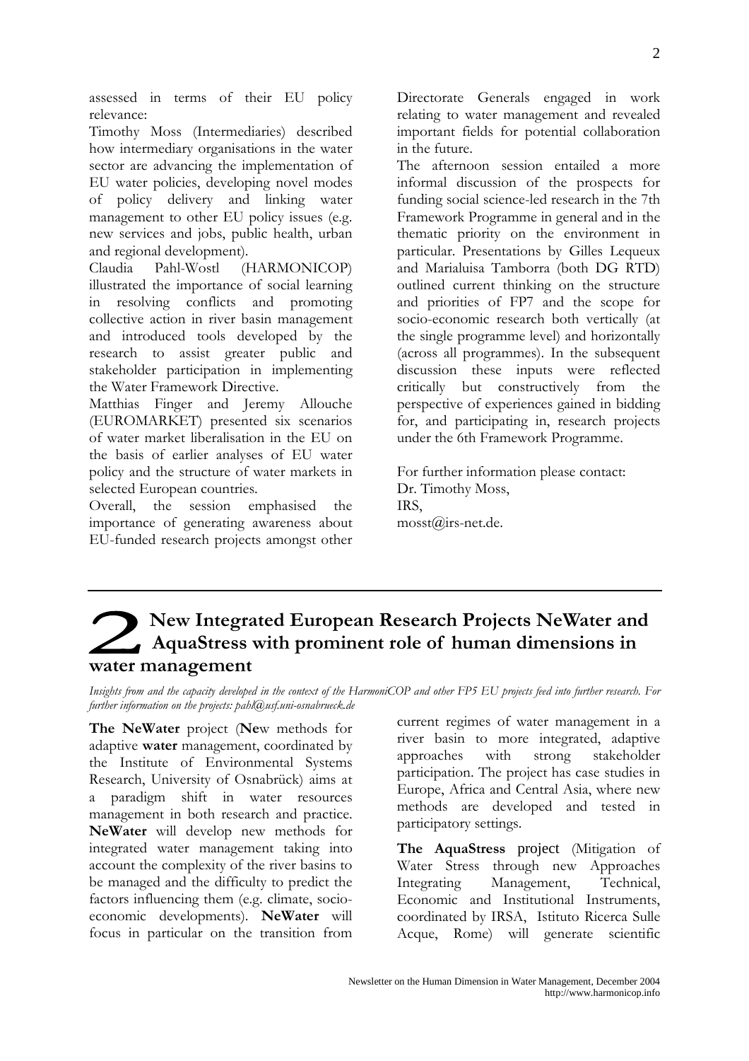assessed in terms of their EU policy relevance:

Timothy Moss (Intermediaries) described how intermediary organisations in the water sector are advancing the implementation of EU water policies, developing novel modes of policy delivery and linking water management to other EU policy issues (e.g. new services and jobs, public health, urban and regional development).

Claudia Pahl-Wostl (HARMONICOP) illustrated the importance of social learning in resolving conflicts and promoting collective action in river basin management and introduced tools developed by the research to assist greater public and stakeholder participation in implementing the Water Framework Directive.

Matthias Finger and Jeremy Allouche (EUROMARKET) presented six scenarios of water market liberalisation in the EU on the basis of earlier analyses of EU water policy and the structure of water markets in selected European countries.

Overall, the session emphasised the importance of generating awareness about EU-funded research projects amongst other Directorate Generals engaged in work relating to water management and revealed important fields for potential collaboration in the future.

The afternoon session entailed a more informal discussion of the prospects for funding social science-led research in the 7th Framework Programme in general and in the thematic priority on the environment in particular. Presentations by Gilles Lequeux and Marialuisa Tamborra (both DG RTD) outlined current thinking on the structure and priorities of FP7 and the scope for socio-economic research both vertically (at the single programme level) and horizontally (across all programmes). In the subsequent discussion these inputs were reflected critically but constructively from the perspective of experiences gained in bidding for, and participating in, research projects under the 6th Framework Programme.

For further information please contact:
Dr. Timothy Moss,
IRS,
mosst@irs-net.de.

# 2 New Integrated European Research Projects NeWater and AquaStress with prominent role of human dimensions in water management

*Insights from and the capacity developed in the context of the HarmoniCOP and other FP5 EU projects feed into further research. For further information on the projects: pahl@usf.uni-osnabrueck.de*

**The NeWater** project (**Ne**w methods for adaptive **water** management, coordinated by the Institute of Environmental Systems Research, University of Osnabrück) aims at a paradigm shift in water resources management in both research and practice. **NeWater** will develop new methods for integrated water management taking into account the complexity of the river basins to be managed and the difficulty to predict the factors influencing them (e.g. climate, socio-economic developments). **NeWater** will focus in particular on the transition from current regimes of water management in a river basin to more integrated, adaptive approaches with strong stakeholder participation. The project has case studies in Europe, Africa and Central Asia, where new methods are developed and tested in participatory settings.

**The AquaStress** project (Mitigation of Water Stress through new Approaches Integrating Management, Technical, Economic and Institutional Instruments, coordinated by IRSA, Istituto Ricerca Sulle Acque, Rome) will generate scientific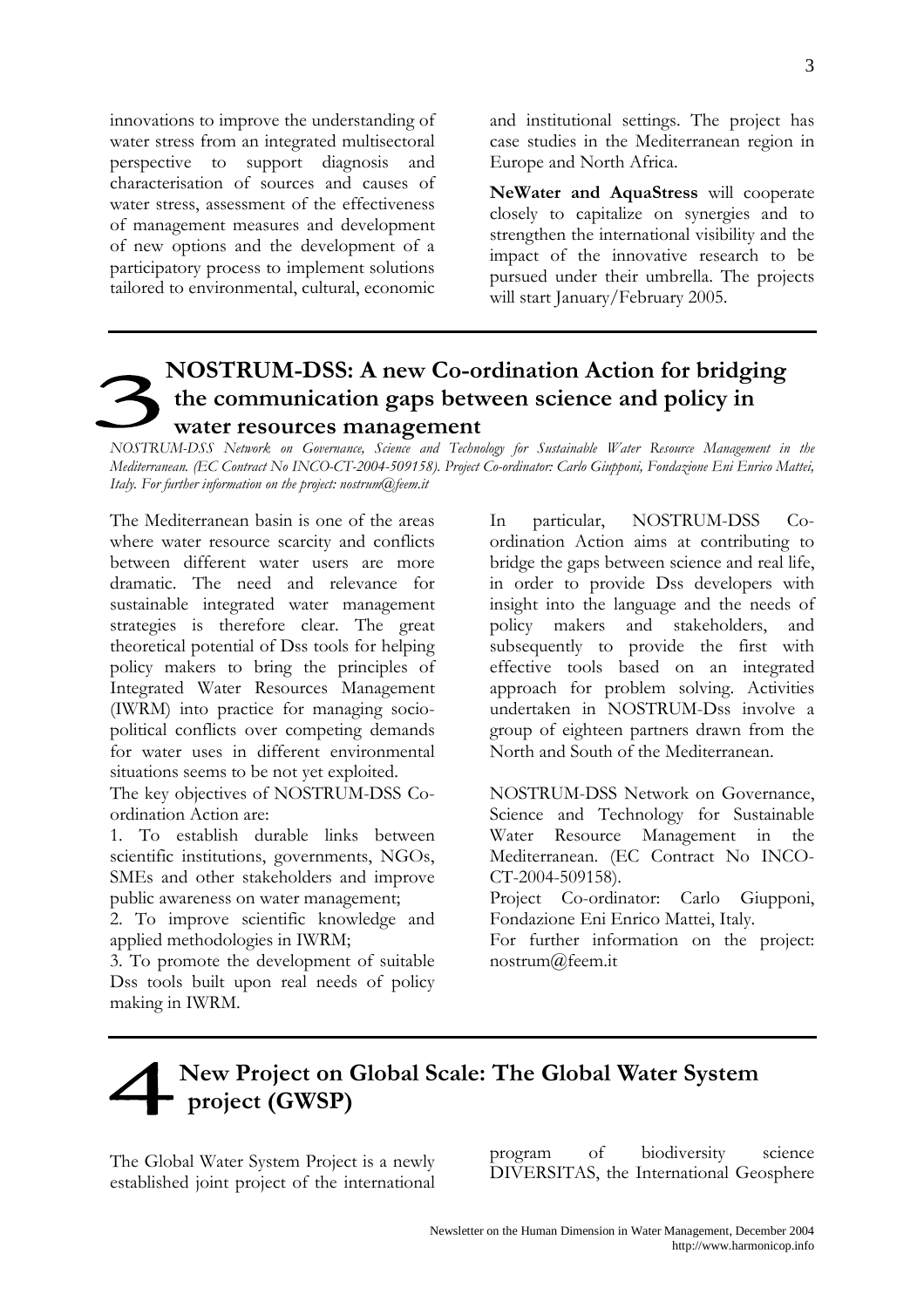innovations to improve the understanding of water stress from an integrated multisectoral perspective to support diagnosis and characterisation of sources and causes of water stress, assessment of the effectiveness of management measures and development of new options and the development of a participatory process to implement solutions tailored to environmental, cultural, economic and institutional settings. The project has case studies in the Mediterranean region in Europe and North Africa.

**NeWater and AquaStress** will cooperate closely to capitalize on synergies and to strengthen the international visibility and the impact of the innovative research to be pursued under their umbrella. The projects will start January/February 2005.

## 3 NOSTRUM-DSS: A new Co-ordination Action for bridging the communication gaps between science and policy in water resources management

*NOSTRUM-DSS Network on Governance, Science and Technology for Sustainable Water Resource Management in the Mediterranean. (EC Contract No INCO-CT-2004-509158). Project Co-ordinator: Carlo Giupponi, Fondazione Eni Enrico Mattei, Italy. For further information on the project: nostrum@feem.it*

The Mediterranean basin is one of the areas where water resource scarcity and conflicts between different water users are more dramatic. The need and relevance for sustainable integrated water management strategies is therefore clear. The great theoretical potential of Dss tools for helping policy makers to bring the principles of Integrated Water Resources Management (IWRM) into practice for managing socio-political conflicts over competing demands for water uses in different environmental situations seems to be not yet exploited.

The key objectives of NOSTRUM-DSS Co-ordination Action are:

1. To establish durable links between scientific institutions, governments, NGOs, SMEs and other stakeholders and improve public awareness on water management;
2. To improve scientific knowledge and applied methodologies in IWRM;
3. To promote the development of suitable Dss tools built upon real needs of policy making in IWRM.

In particular, NOSTRUM-DSS Co-ordination Action aims at contributing to bridge the gaps between science and real life, in order to provide Dss developers with insight into the language and the needs of policy makers and stakeholders, and subsequently to provide the first with effective tools based on an integrated approach for problem solving. Activities undertaken in NOSTRUM-Dss involve a group of eighteen partners drawn from the North and South of the Mediterranean.

NOSTRUM-DSS Network on Governance, Science and Technology for Sustainable Water Resource Management in the Mediterranean. (EC Contract No INCO-CT-2004-509158).

Project Co-ordinator: Carlo Giupponi, Fondazione Eni Enrico Mattei, Italy.

For further information on the project: nostrum@feem.it

## 4 New Project on Global Scale: The Global Water System project (GWSP)

The Global Water System Project is a newly established joint project of the international program of biodiversity science DIVERSITAS, the International Geosphere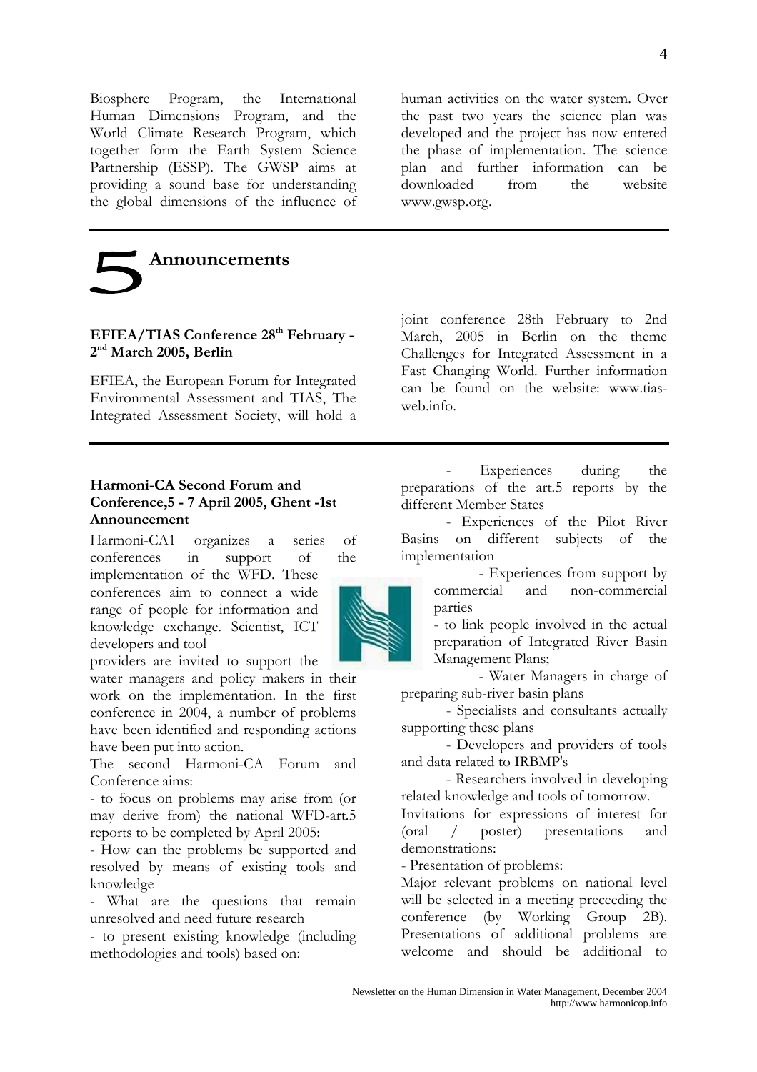Biosphere Program, the International Human Dimensions Program, and the World Climate Research Program, which together form the Earth System Science Partnership (ESSP). The GWSP aims at providing a sound base for understanding the global dimensions of the influence of human activities on the water system. Over the past two years the science plan was developed and the project has now entered the phase of implementation. The science plan and further information can be downloaded from the website www.gwsp.org.

# 5 Announcements

### EFIEA/TIAS Conference 28th February - 2nd March 2005, Berlin

EFIEA, the European Forum for Integrated Environmental Assessment and TIAS, The Integrated Assessment Society, will hold a joint conference 28th February to 2nd March, 2005 in Berlin on the theme Challenges for Integrated Assessment in a Fast Changing World. Further information can be found on the website: www.tias-web.info.

### Harmoni-CA Second Forum and Conference,5 - 7 April 2005, Ghent -1st Announcement

Harmoni-CA1 organizes a series of conferences in support of the implementation of the WFD. These conferences aim to connect a wide range of people for information and knowledge exchange. Scientist, ICT developers and tool providers are invited to support the water managers and policy makers in their work on the implementation. In the first conference in 2004, a number of problems have been identified and responding actions have been put into action.

The second Harmoni-CA Forum and Conference aims:

- to focus on problems may arise from (or may derive from) the national WFD-art.5 reports to be completed by April 2005:
- How can the problems be supported and resolved by means of existing tools and knowledge
- What are the questions that remain unresolved and need future research
- to present existing knowledge (including methodologies and tools) based on:
    - Experiences during the preparations of the art.5 reports by the different Member States
    - Experiences of the Pilot River Basins on different subjects of the implementation
    - Experiences from support by commercial and non-commercial parties
- to link people involved in the actual preparation of Integrated River Basin Management Plans;
    - Water Managers in charge of preparing sub-river basin plans
    - Specialists and consultants actually supporting these plans
    - Developers and providers of tools and data related to IRBMP's
    - Researchers involved in developing related knowledge and tools of tomorrow.

Invitations for expressions of interest for (oral / poster) presentations and demonstrations:

- Presentation of problems:

Major relevant problems on national level will be selected in a meeting preceeding the conference (by Working Group 2B). Presentations of additional problems are welcome and should be additional to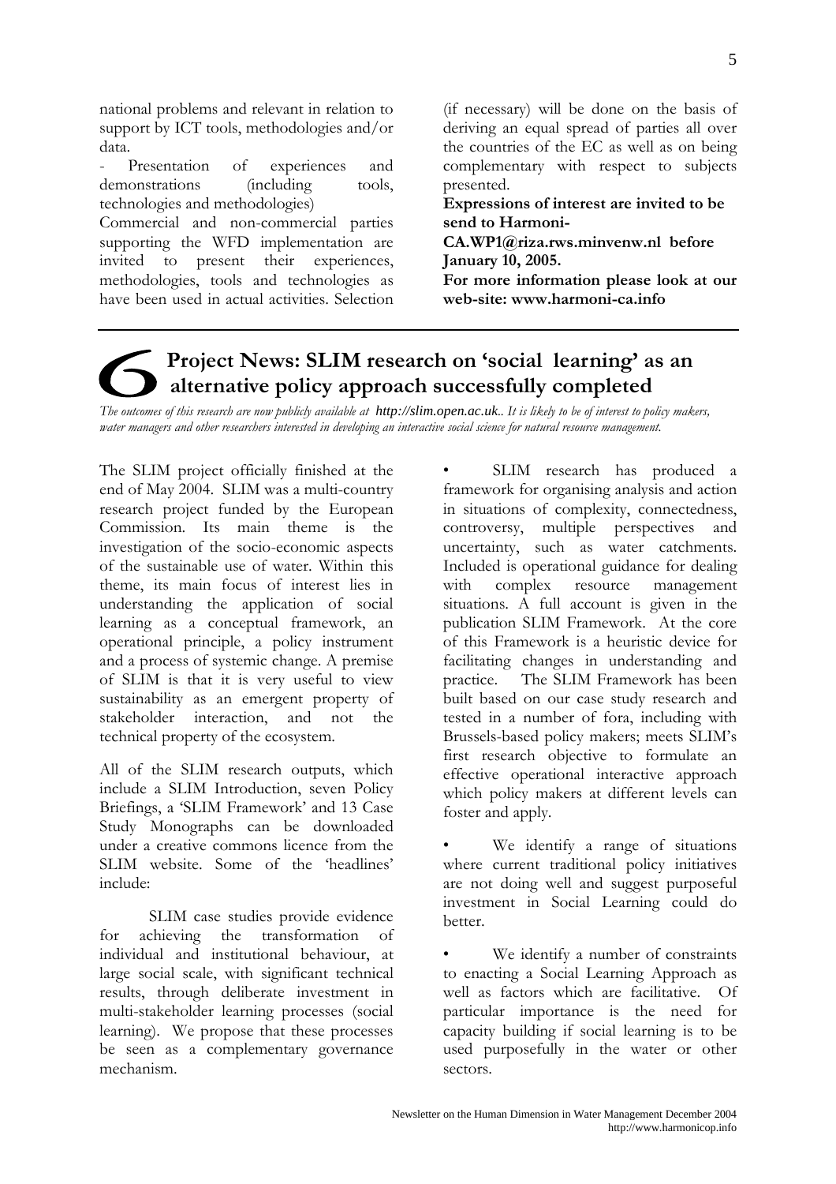national problems and relevant in relation to support by ICT tools, methodologies and/or data.

- Presentation of experiences and demonstrations (including tools, technologies and methodologies)

Commercial and non-commercial parties supporting the WFD implementation are invited to present their experiences, methodologies, tools and technologies as have been used in actual activities. Selection (if necessary) will be done on the basis of deriving an equal spread of parties all over the countries of the EC as well as on being complementary with respect to subjects presented.

**Expressions of interest are invited to be send to Harmoni-CA.WP1@riza.rws.minvenw.nl before January 10, 2005.**

**For more information please look at our web-site: www.harmoni-ca.info**

## 6 Project News: SLIM research on 'social learning' as an alternative policy approach successfully completed

*The outcomes of this research are now publicly available at http://slim.open.ac.uk.. It is likely to be of interest to policy makers, water managers and other researchers interested in developing an interactive social science for natural resource management.*

The SLIM project officially finished at the end of May 2004. SLIM was a multi-country research project funded by the European Commission. Its main theme is the investigation of the socio-economic aspects of the sustainable use of water. Within this theme, its main focus of interest lies in understanding the application of social learning as a conceptual framework, an operational principle, a policy instrument and a process of systemic change. A premise of SLIM is that it is very useful to view sustainability as an emergent property of stakeholder interaction, and not the technical property of the ecosystem.

All of the SLIM research outputs, which include a SLIM Introduction, seven Policy Briefings, a 'SLIM Framework' and 13 Case Study Monographs can be downloaded under a creative commons licence from the SLIM website. Some of the 'headlines' include:

SLIM case studies provide evidence for achieving the transformation of individual and institutional behaviour, at large social scale, with significant technical results, through deliberate investment in multi-stakeholder learning processes (social learning). We propose that these processes be seen as a complementary governance mechanism.

- SLIM research has produced a framework for organising analysis and action in situations of complexity, connectedness, controversy, multiple perspectives and uncertainty, such as water catchments. Included is operational guidance for dealing with complex resource management situations. A full account is given in the publication SLIM Framework. At the core of this Framework is a heuristic device for facilitating changes in understanding and practice. The SLIM Framework has been built based on our case study research and tested in a number of fora, including with Brussels-based policy makers; meets SLIM's first research objective to formulate an effective operational interactive approach which policy makers at different levels can foster and apply.

- We identify a range of situations where current traditional policy initiatives are not doing well and suggest purposeful investment in Social Learning could do better.

- We identify a number of constraints to enacting a Social Learning Approach as well as factors which are facilitative. Of particular importance is the need for capacity building if social learning is to be used purposefully in the water or other sectors.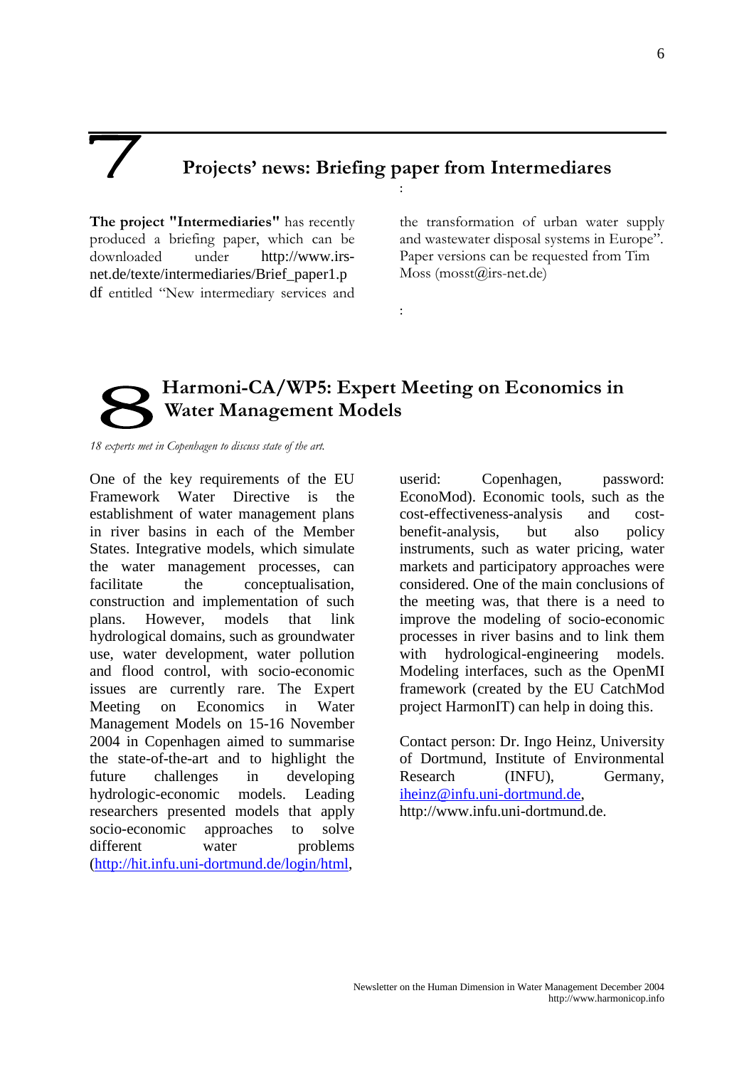# 7 Projects' news: Briefing paper from Intermediares

**The project "Intermediaries"** has recently produced a briefing paper, which can be downloaded under http://www.irs-net.de/texte/intermediaries/Brief_paper1.pdf entitled "New intermediary services and the transformation of urban water supply and wastewater disposal systems in Europe". Paper versions can be requested from Tim Moss (mosst@irs-net.de)

# 8 Harmoni-CA/WP5: Expert Meeting on Economics in Water Management Models

*18 experts met in Copenhagen to discuss state of the art.*

One of the key requirements of the EU Framework Water Directive is the establishment of water management plans in river basins in each of the Member States. Integrative models, which simulate the water management processes, can facilitate the conceptualisation, construction and implementation of such plans. However, models that link hydrological domains, such as groundwater use, water development, water pollution and flood control, with socio-economic issues are currently rare. The Expert Meeting on Economics in Water Management Models on 15-16 November 2004 in Copenhagen aimed to summarise the state-of-the-art and to highlight the future challenges in developing hydrologic-economic models. Leading researchers presented models that apply socio-economic approaches to solve different water problems (http://hit.infu.uni-dortmund.de/login/html, userid: Copenhagen, password: EconoMod). Economic tools, such as the cost-effectiveness-analysis and cost-benefit-analysis, but also policy instruments, such as water pricing, water markets and participatory approaches were considered. One of the main conclusions of the meeting was, that there is a need to improve the modeling of socio-economic processes in river basins and to link them with hydrological-engineering models. Modeling interfaces, such as the OpenMI framework (created by the EU CatchMod project HarmonIT) can help in doing this.

Contact person: Dr. Ingo Heinz, University of Dortmund, Institute of Environmental Research (INFU), Germany, iheinz@infu.uni-dortmund.de, http://www.infu.uni-dortmund.de.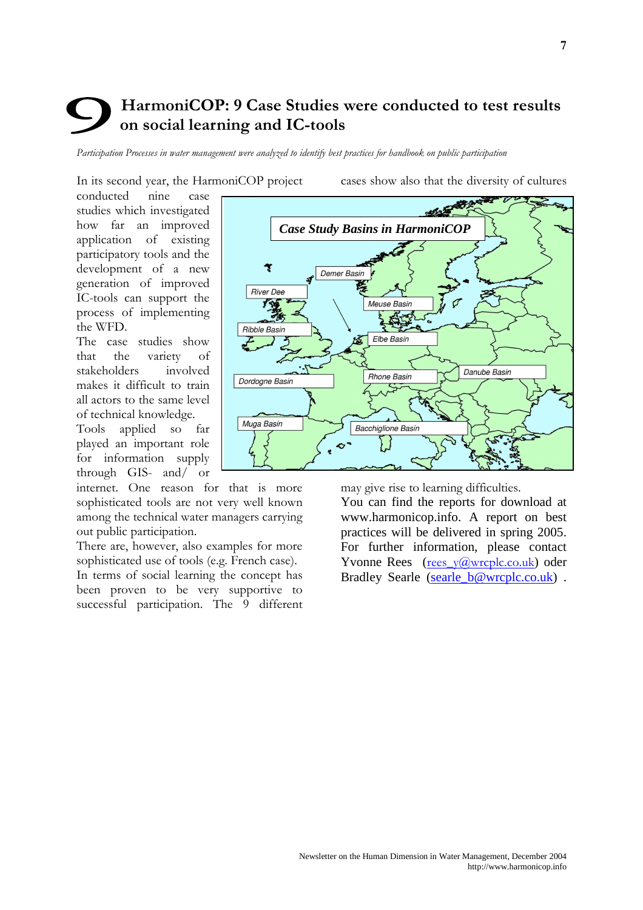# 9 HarmoniCOP: 9 Case Studies were conducted to test results on social learning and IC-tools

*Participation Processes in water management were analyzed to identify best practices for handbook on public participation*

In its second year, the HarmoniCOP project conducted nine case studies which investigated how far an improved application of existing participatory tools and the development of a new generation of improved IC-tools can support the process of implementing the WFD.

The case studies show that the variety of stakeholders involved makes it difficult to train all actors to the same level of technical knowledge.

Tools applied so far played an important role for information supply through GIS- and/ or internet. One reason for that is more sophisticated tools are not very well known among the technical water managers carrying out public participation.

There are, however, also examples for more sophisticated use of tools (e.g. French case).

In terms of social learning the concept has been proven to be very supportive to successful participation. The 9 different cases show also that the diversity of cultures may give rise to learning difficulties.

You can find the reports for download at www.harmonicop.info. A report on best practices will be delivered in spring 2005. For further information, please contact Yvonne Rees (rees_y@wrcplc.co.uk) oder Bradley Searle (searle_b@wrcplc.co.uk) .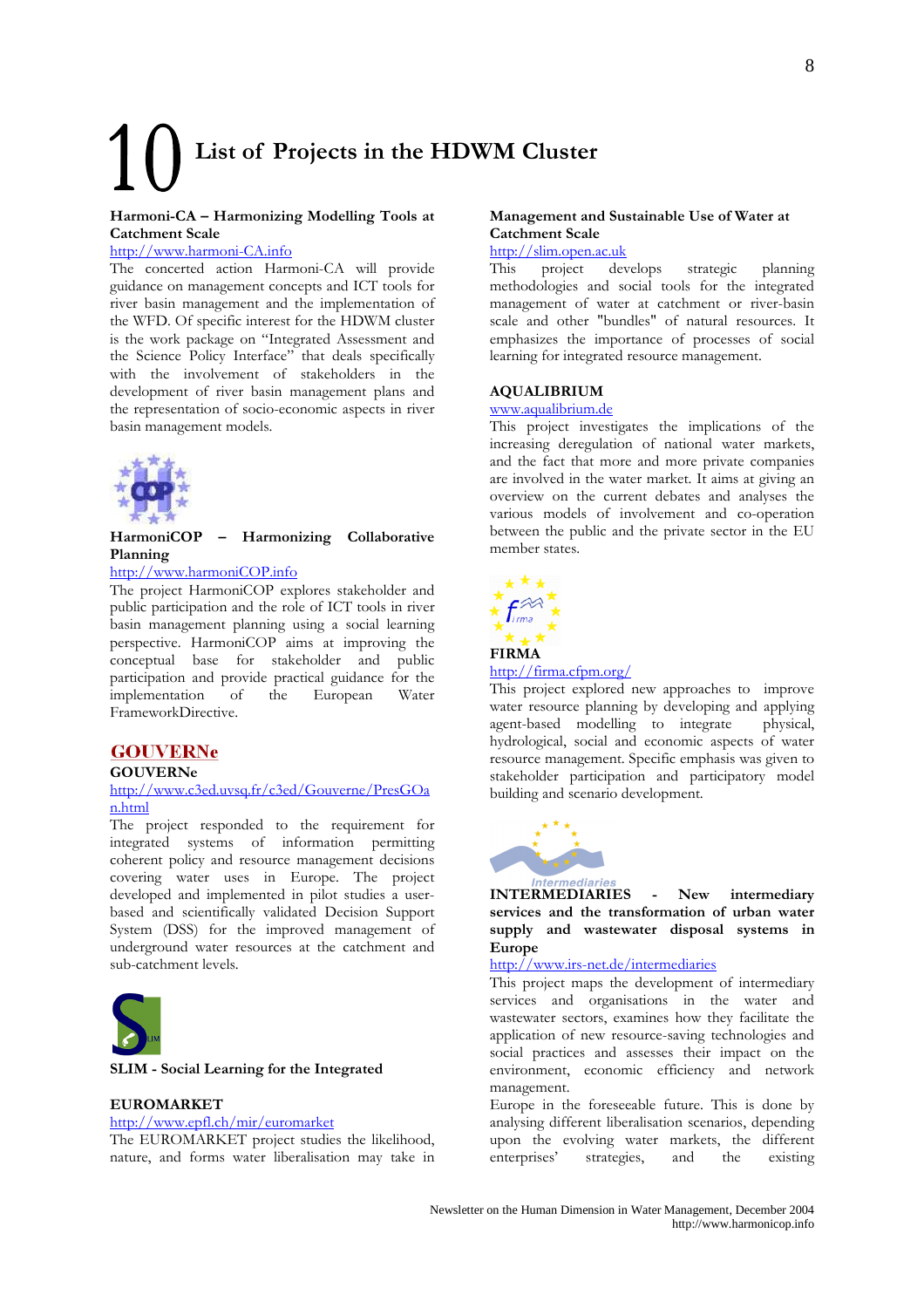# 10 List of Projects in the HDWM Cluster

**Harmoni-CA – Harmonizing Modelling Tools at Catchment Scale**

http://www.harmoni-CA.info

The concerted action Harmoni-CA will provide guidance on management concepts and ICT tools for river basin management and the implementation of the WFD. Of specific interest for the HDWM cluster is the work package on "Integrated Assessment and the Science Policy Interface" that deals specifically with the involvement of stakeholders in the development of river basin management plans and the representation of socio-economic aspects in river basin management models.

**HarmoniCOP – Harmonizing Collaborative Planning**

http://www.harmoniCOP.info

The project HarmoniCOP explores stakeholder and public participation and the role of ICT tools in river basin management planning using a social learning perspective. HarmoniCOP aims at improving the conceptual base for stakeholder and public participation and provide practical guidance for the implementation of the European Water FrameworkDirective.

**GOUVERNe**

**GOUVERNe**

http://www.c3ed.uvsq.fr/c3ed/Gouverne/PresGOan.html

The project responded to the requirement for integrated systems of information permitting coherent policy and resource management decisions covering water uses in Europe. The project developed and implemented in pilot studies a user-based and scientifically validated Decision Support System (DSS) for the improved management of underground water resources at the catchment and sub-catchment levels.

**SLIM - Social Learning for the Integrated Management and Sustainable Use of Water at Catchment Scale**

http://slim.open.ac.uk

This project develops strategic planning methodologies and social tools for the integrated management of water at catchment or river-basin scale and other "bundles" of natural resources. It emphasizes the importance of processes of social learning for integrated resource management.

**EUROMARKET**

http://www.epfl.ch/mir/euromarket

The EUROMARKET project studies the likelihood, nature, and forms water liberalisation may take in Europe in the foreseeable future. This is done by analysing different liberalisation scenarios, depending upon the evolving water markets, the different enterprises' strategies, and the existing

**AQUALIBRIUM**

www.aqualibrium.de

This project investigates the implications of the increasing deregulation of national water markets, and the fact that more and more private companies are involved in the water market. It aims at giving an overview on the current debates and analyses the various models of involvement and co-operation between the public and the private sector in the EU member states.

**FIRMA**

http://firma.cfpm.org/

This project explored new approaches to improve water resource planning by developing and applying agent-based modelling to integrate physical, hydrological, social and economic aspects of water resource management. Specific emphasis was given to stakeholder participation and participatory model building and scenario development.

**INTERMEDIARIES - New intermediary services and the transformation of urban water supply and wastewater disposal systems in Europe**

http://www.irs-net.de/intermediaries

This project maps the development of intermediary services and organisations in the water and wastewater sectors, examines how they facilitate the application of new resource-saving technologies and social practices and assesses their impact on the environment, economic efficiency and network management.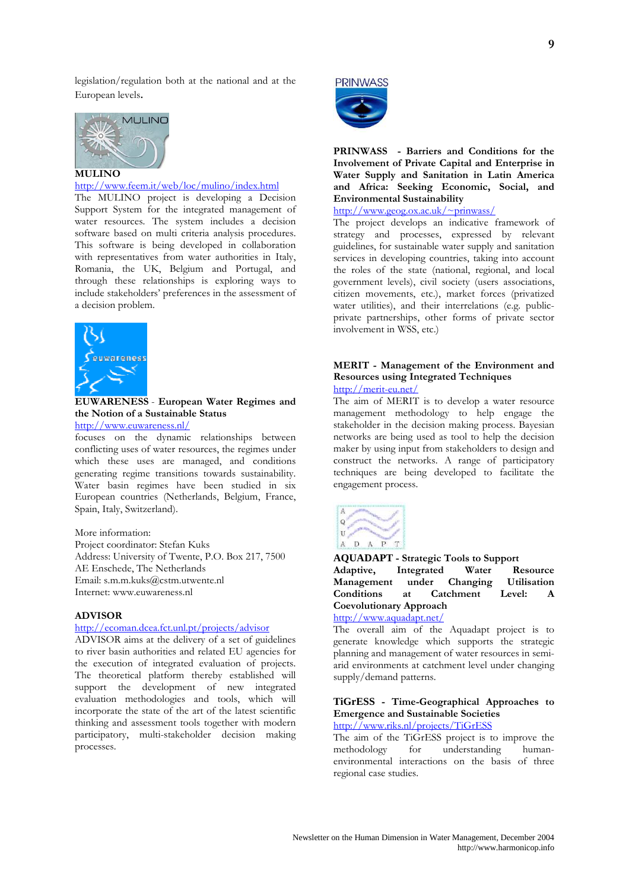legislation/regulation both at the national and at the European levels.

**MULINO**
http://www.feem.it/web/loc/mulino/index.html
The MULINO project is developing a Decision Support System for the integrated management of water resources. The system includes a decision software based on multi criteria analysis procedures. This software is being developed in collaboration with representatives from water authorities in Italy, Romania, the UK, Belgium and Portugal, and through these relationships is exploring ways to include stakeholders' preferences in the assessment of a decision problem.

**EUWARENESS** - **European Water Regimes and the Notion of a Sustainable Status**
http://www.euwareness.nl/
focuses on the dynamic relationships between conflicting uses of water resources, the regimes under which these uses are managed, and conditions generating regime transitions towards sustainability. Water basin regimes have been studied in six European countries (Netherlands, Belgium, France, Spain, Italy, Switzerland).

More information:
Project coordinator: Stefan Kuks
Address: University of Twente, P.O. Box 217, 7500 AE Enschede, The Netherlands
Email: s.m.m.kuks@cstm.utwente.nl
Internet: www.euwareness.nl

**ADVISOR**
http://ecoman.dcea.fct.unl.pt/projects/advisor
ADVISOR aims at the delivery of a set of guidelines to river basin authorities and related EU agencies for the execution of integrated evaluation of projects. The theoretical platform thereby established will support the development of new integrated evaluation methodologies and tools, which will incorporate the state of the art of the latest scientific thinking and assessment tools together with modern participatory, multi-stakeholder decision making processes.

**PRINWASS - Barriers and Conditions for the Involvement of Private Capital and Enterprise in Water Supply and Sanitation in Latin America and Africa: Seeking Economic, Social, and Environmental Sustainability**
http://www.geog.ox.ac.uk/~prinwass/
The project develops an indicative framework of strategy and processes, expressed by relevant guidelines, for sustainable water supply and sanitation services in developing countries, taking into account the roles of the state (national, regional, and local government levels), civil society (users associations, citizen movements, etc.), market forces (privatized water utilities), and their interrelations (e.g. public-private partnerships, other forms of private sector involvement in WSS, etc.)

**MERIT - Management of the Environment and Resources using Integrated Techniques**
http://merit-eu.net/
The aim of MERIT is to develop a water resource management methodology to help engage the stakeholder in the decision making process. Bayesian networks are being used as tool to help the decision maker by using input from stakeholders to design and construct the networks. A range of participatory techniques are being developed to facilitate the engagement process.

**AQUADAPT - Strategic Tools to Support Adaptive, Integrated Water Resource Management under Changing Utilisation Conditions at Catchment Level: A Coevolutionary Approach**
http://www.aquadapt.net/
The overall aim of the Aquadapt project is to generate knowledge which supports the strategic planning and management of water resources in semi-arid environments at catchment level under changing supply/demand patterns.

**TiGrESS - Time-Geographical Approaches to Emergence and Sustainable Societies**
http://www.riks.nl/projects/TiGrESS
The aim of the TiGrESS project is to improve the methodology for understanding human-environmental interactions on the basis of three regional case studies.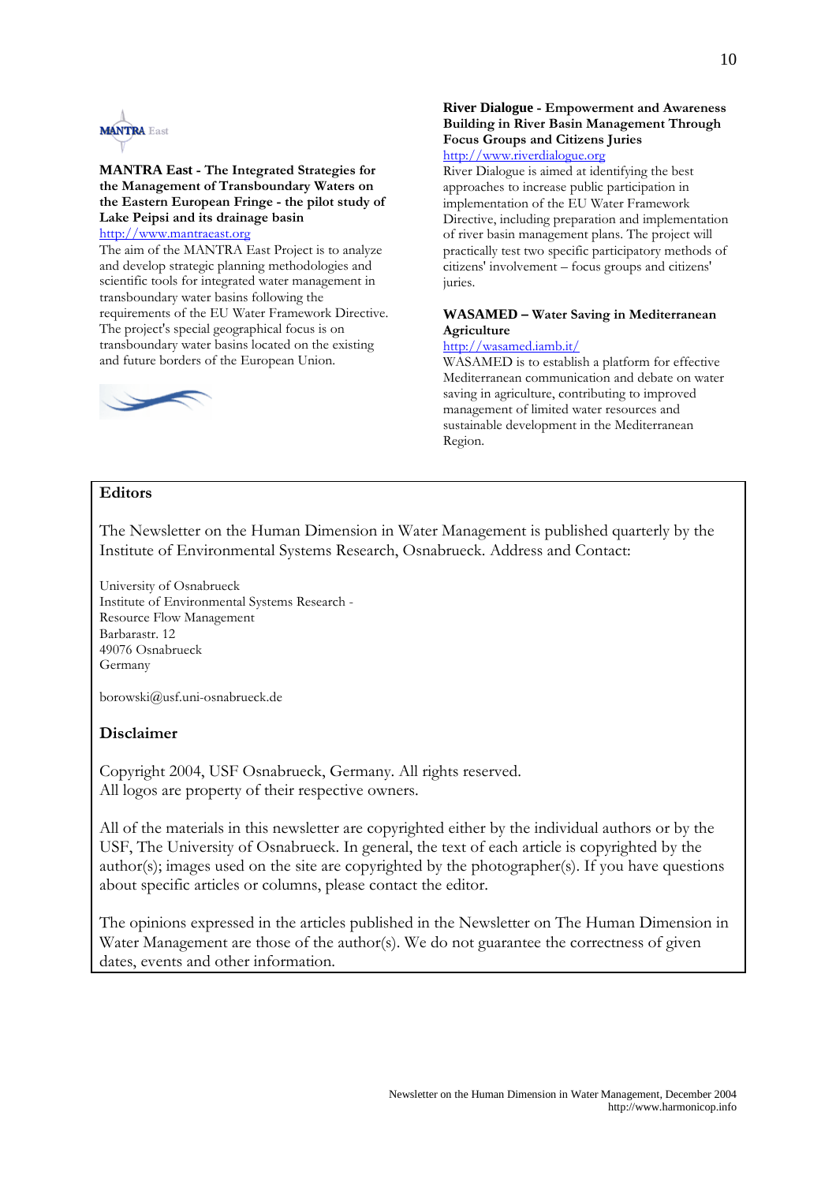**MANTRA East - The Integrated Strategies for the Management of Transboundary Waters on the Eastern European Fringe - the pilot study of Lake Peipsi and its drainage basin**
http://www.mantraeast.org
The aim of the MANTRA East Project is to analyze and develop strategic planning methodologies and scientific tools for integrated water management in transboundary water basins following the requirements of the EU Water Framework Directive. The project's special geographical focus is on transboundary water basins located on the existing and future borders of the European Union.

**River Dialogue - Empowerment and Awareness Building in River Basin Management Through Focus Groups and Citizens Juries**
http://www.riverdialogue.org
River Dialogue is aimed at identifying the best approaches to increase public participation in implementation of the EU Water Framework Directive, including preparation and implementation of river basin management plans. The project will practically test two specific participatory methods of citizens' involvement – focus groups and citizens' juries.

**WASAMED – Water Saving in Mediterranean Agriculture**
http://wasamed.iamb.it/
WASAMED is to establish a platform for effective Mediterranean communication and debate on water saving in agriculture, contributing to improved management of limited water resources and sustainable development in the Mediterranean Region.

## Editors

The Newsletter on the Human Dimension in Water Management is published quarterly by the Institute of Environmental Systems Research, Osnabrueck. Address and Contact:

University of Osnabrueck
Institute of Environmental Systems Research -
Resource Flow Management
Barbarastr. 12
49076 Osnabrueck
Germany

borowski@usf.uni-osnabrueck.de

## Disclaimer

Copyright 2004, USF Osnabrueck, Germany. All rights reserved.
All logos are property of their respective owners.

All of the materials in this newsletter are copyrighted either by the individual authors or by the USF, The University of Osnabrueck. In general, the text of each article is copyrighted by the author(s); images used on the site are copyrighted by the photographer(s). If you have questions about specific articles or columns, please contact the editor.

The opinions expressed in the articles published in the Newsletter on The Human Dimension in Water Management are those of the author(s). We do not guarantee the correctness of given dates, events and other information.